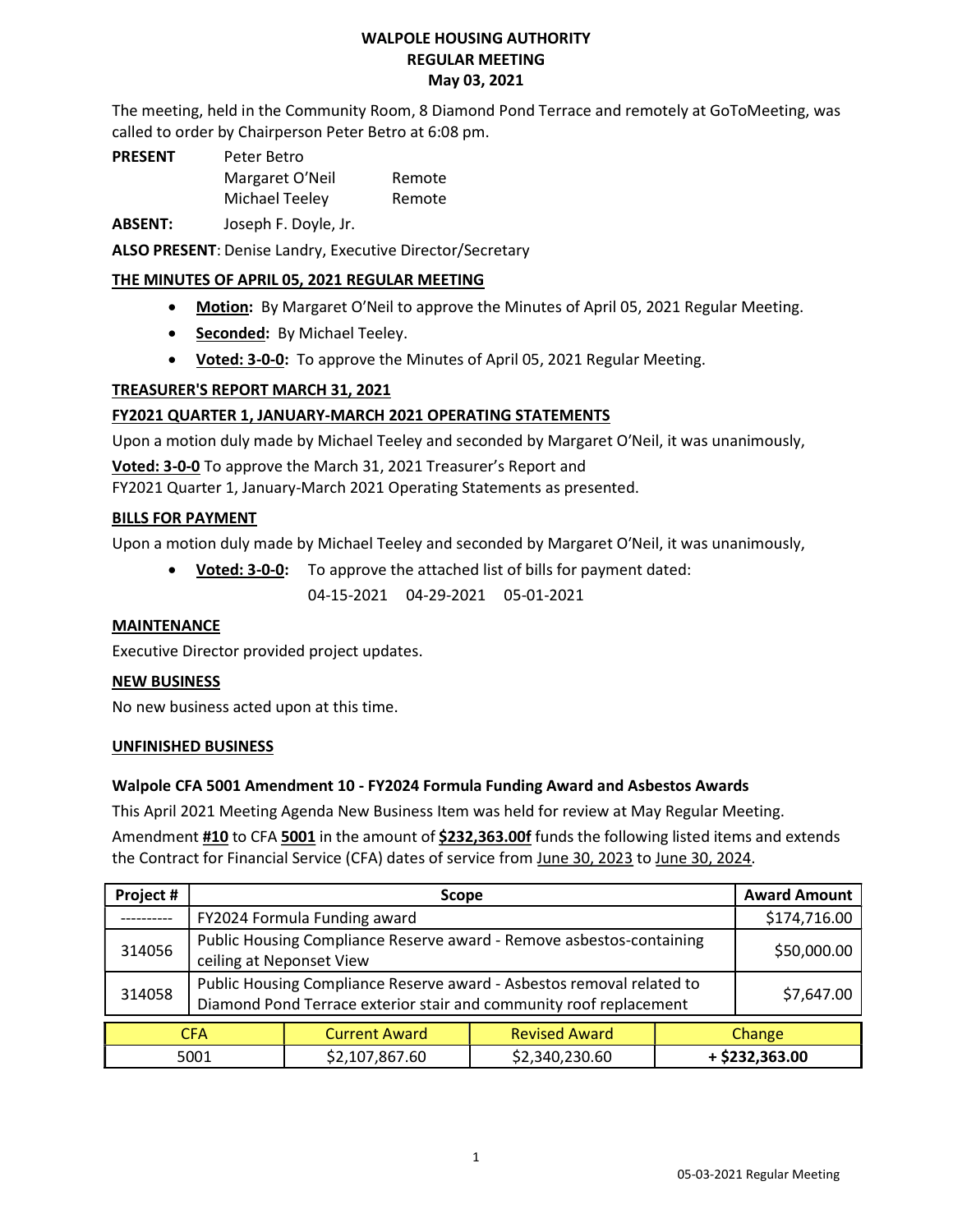# WALPOLE HOUSING AUTHORITY
## REGULAR MEETING
## May 03, 2021

The meeting, held in the Community Room, 8 Diamond Pond Terrace and remotely at GoToMeeting, was called to order by Chairperson Peter Betro at 6:08 pm.

**PRESENT** Peter Betro
Margaret O'Neil Remote
Michael Teeley Remote

**ABSENT:** Joseph F. Doyle, Jr.

**ALSO PRESENT**: Denise Landry, Executive Director/Secretary

**THE MINUTES OF APRIL 05, 2021 REGULAR MEETING**

- **Motion:** By Margaret O'Neil to approve the Minutes of April 05, 2021 Regular Meeting.
- **Seconded:** By Michael Teeley.
- **Voted: 3-0-0:** To approve the Minutes of April 05, 2021 Regular Meeting.

**TREASURER'S REPORT MARCH 31, 2021**

**FY2021 QUARTER 1, JANUARY-MARCH 2021 OPERATING STATEMENTS**

Upon a motion duly made by Michael Teeley and seconded by Margaret O'Neil, it was unanimously,

**Voted: 3-0-0** To approve the March 31, 2021 Treasurer's Report and FY2021 Quarter 1, January-March 2021 Operating Statements as presented.

**BILLS FOR PAYMENT**

Upon a motion duly made by Michael Teeley and seconded by Margaret O'Neil, it was unanimously,

- **Voted: 3-0-0:** To approve the attached list of bills for payment dated:
  04-15-2021 04-29-2021 05-01-2021

**MAINTENANCE**

Executive Director provided project updates.

**NEW BUSINESS**

No new business acted upon at this time.

**UNFINISHED BUSINESS**

**Walpole CFA 5001 Amendment 10 - FY2024 Formula Funding Award and Asbestos Awards**

This April 2021 Meeting Agenda New Business Item was held for review at May Regular Meeting.

Amendment **#10** to CFA **5001** in the amount of **$232,363.00f** funds the following listed items and extends the Contract for Financial Service (CFA) dates of service from June 30, 2023 to June 30, 2024.

| Project # | Scope | Award Amount |
|---|---|---|
| ---------- | FY2024 Formula Funding award | $174,716.00 |
| 314056 | Public Housing Compliance Reserve award - Remove asbestos-containing ceiling at Neponset View | $50,000.00 |
| 314058 | Public Housing Compliance Reserve award - Asbestos removal related to Diamond Pond Terrace exterior stair and community roof replacement | $7,647.00 |

| CFA | Current Award | Revised Award | Change |
|---|---|---|---|
| 5001 | $2,107,867.60 | $2,340,230.60 | **+ $232,363.00** |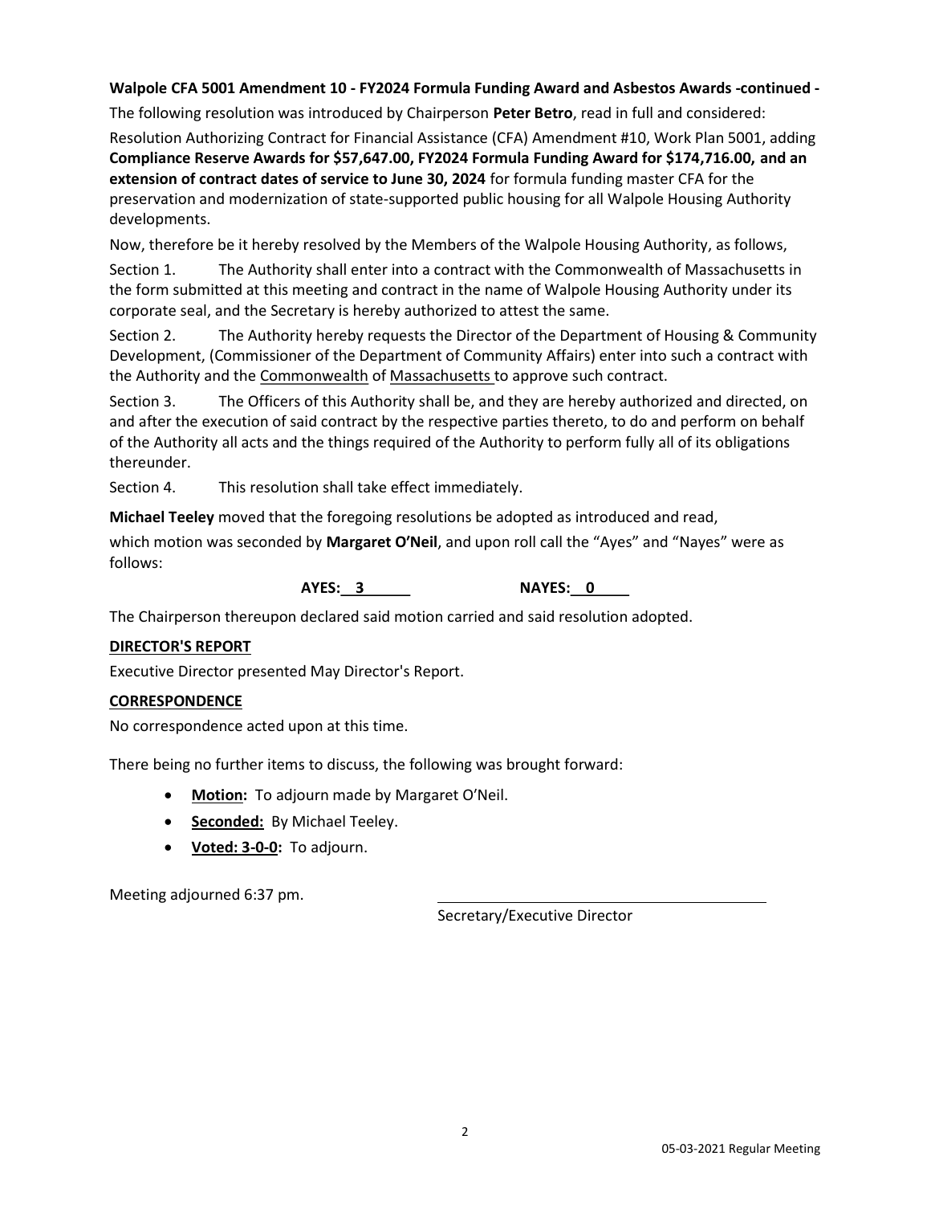**Walpole CFA 5001 Amendment 10 - FY2024 Formula Funding Award and Asbestos Awards -continued -**

The following resolution was introduced by Chairperson **Peter Betro**, read in full and considered:

Resolution Authorizing Contract for Financial Assistance (CFA) Amendment #10, Work Plan 5001, adding **Compliance Reserve Awards for $57,647.00, FY2024 Formula Funding Award for $174,716.00, and an extension of contract dates of service to June 30, 2024** for formula funding master CFA for the preservation and modernization of state-supported public housing for all Walpole Housing Authority developments.

Now, therefore be it hereby resolved by the Members of the Walpole Housing Authority, as follows,

Section 1. The Authority shall enter into a contract with the Commonwealth of Massachusetts in the form submitted at this meeting and contract in the name of Walpole Housing Authority under its corporate seal, and the Secretary is hereby authorized to attest the same.

Section 2. The Authority hereby requests the Director of the Department of Housing & Community Development, (Commissioner of the Department of Community Affairs) enter into such a contract with the Authority and the Commonwealth of Massachusetts to approve such contract.

Section 3. The Officers of this Authority shall be, and they are hereby authorized and directed, on and after the execution of said contract by the respective parties thereto, to do and perform on behalf of the Authority all acts and the things required of the Authority to perform fully all of its obligations thereunder.

Section 4. This resolution shall take effect immediately.

**Michael Teeley** moved that the foregoing resolutions be adopted as introduced and read, which motion was seconded by **Margaret O'Neil**, and upon roll call the "Ayes" and "Nayes" were as follows:

**AYES: 3** **NAYES: 0**

The Chairperson thereupon declared said motion carried and said resolution adopted.

**DIRECTOR'S REPORT**

Executive Director presented May Director's Report.

**CORRESPONDENCE**

No correspondence acted upon at this time.

There being no further items to discuss, the following was brought forward:

- **Motion:** To adjourn made by Margaret O'Neil.
- **Seconded:** By Michael Teeley.
- **Voted: 3-0-0:** To adjourn.

Meeting adjourned 6:37 pm.

Secretary/Executive Director

05-03-2021 Regular Meeting